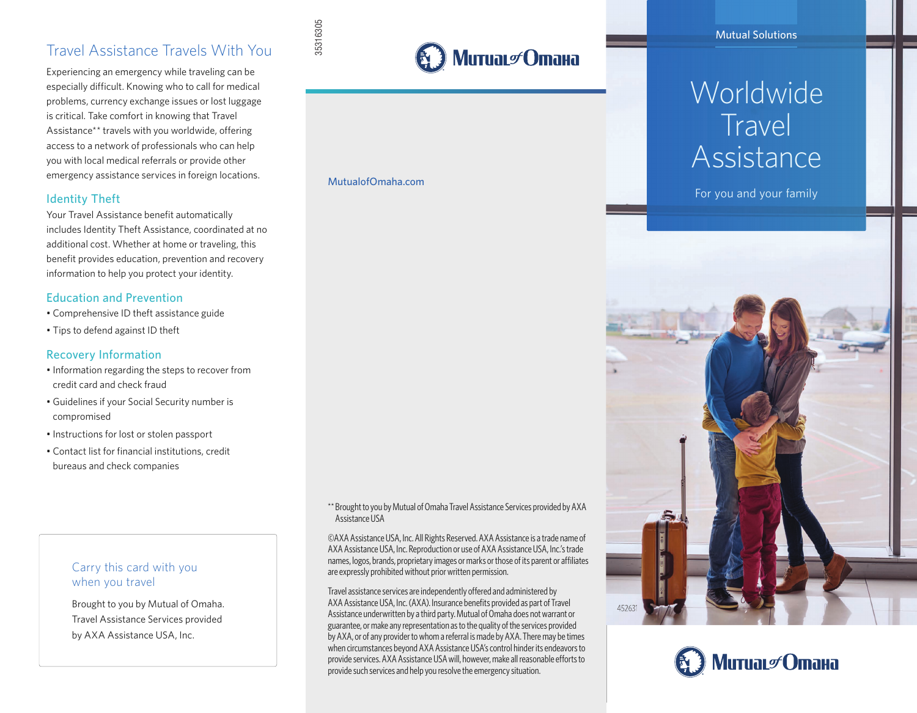## Travel Assistance Travels With You

Experiencing an emergency while traveling can be especially difficult. Knowing who to call for medical problems, currency exchange issues or lost luggage is critical. Take comfort in knowing that Travel Assistance** travels with you worldwide, offering access to a network of professionals who can help you with local medical referrals or provide other emergency assistance services in foreign locations.

### Identity Theft

Your Travel Assistance benefit automatically includes Identity Theft Assistance, coordinated at no additional cost. Whether at home or traveling, this benefit provides education, prevention and recovery information to help you protect your identity.

### Education and Prevention

- Comprehensive ID theft assistance guide
- Tips to defend against ID theft

### Recovery Information

- Information regarding the steps to recover from credit card and check fraud
- Guidelines if your Social Security number is compromised
- Instructions for lost or stolen passport
- Contact list for financial institutions, credit bureaus and check companies

### Carry this card with you when you travel

Brought to you by Mutual of Omaha. Travel Assistance Services provided by AXA Assistance USA, Inc.

35316305

Mutual of Omaha

MutualofOmaha.com

** Brought to you by Mutual of Omaha Travel Assistance Services provided by AXA Assistance USA

©AXA Assistance USA, Inc. All Rights Reserved. AXA Assistance is a trade name of AXA Assistance USA, Inc. Reproduction or use of AXA Assistance USA, Inc.'s trade names, logos, brands, proprietary images or marks or those of its parent or affiliates are expressly prohibited without prior written permission.

Travel assistance services are independently offered and administered by AXA Assistance USA, Inc. (AXA). Insurance benefits provided as part of Travel Assistance underwritten by a third party. Mutual of Omaha does not warrant or guarantee, or make any representation as to the quality of the services provided by AXA, or of any provider to whom a referral is made by AXA. There may be times when circumstances beyond AXA Assistance USA's control hinder its endeavors to provide services. AXA Assistance USA will, however, make all reasonable efforts to provide such services and help you resolve the emergency situation.

Mutual Solutions

# Worldwide Travel Assistance

For you and your family

452631

Mutual of Omaha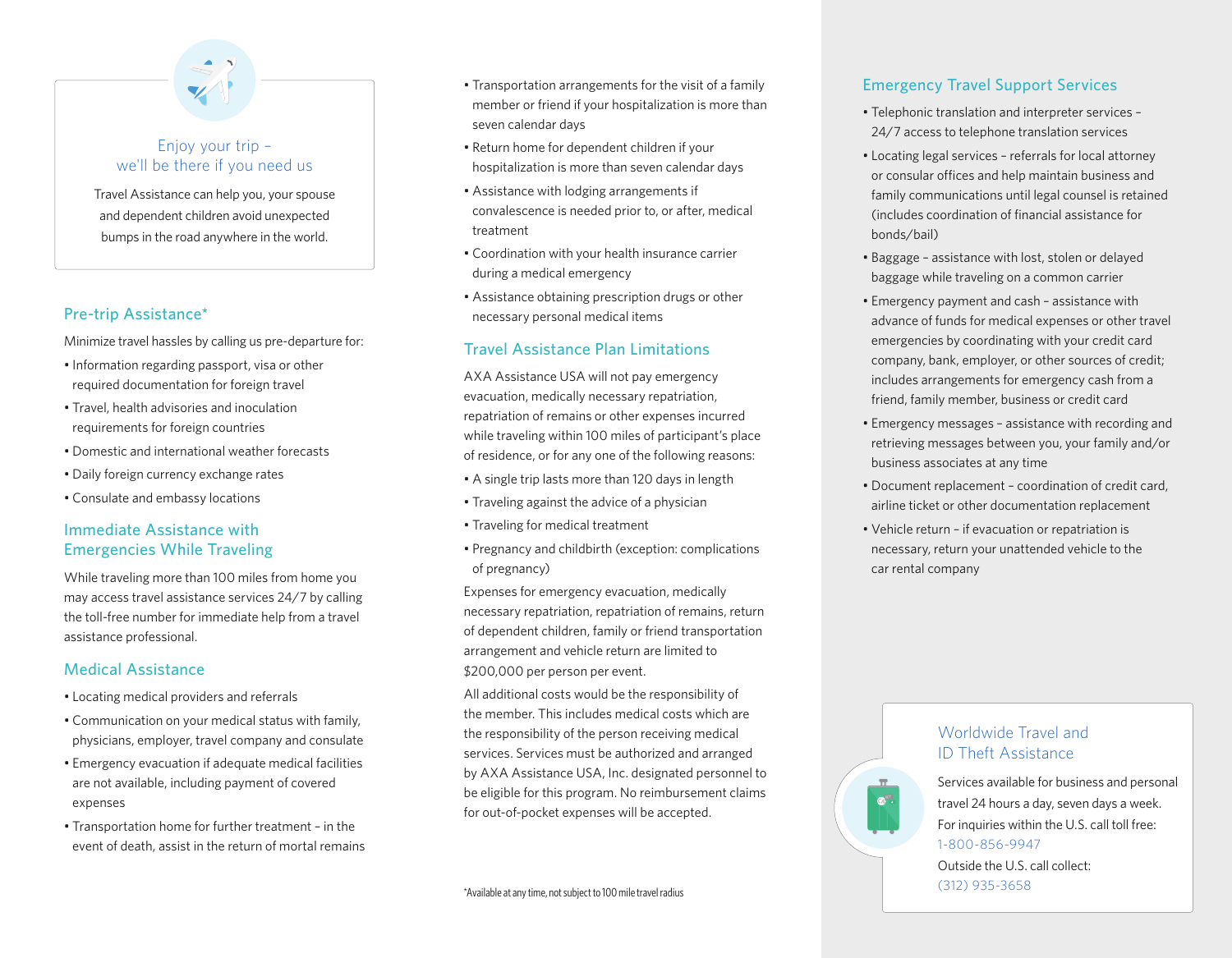## Enjoy your trip – we'll be there if you need us

Travel Assistance can help you, your spouse and dependent children avoid unexpected bumps in the road anywhere in the world.

## Pre-trip Assistance*

Minimize travel hassles by calling us pre-departure for:

- Information regarding passport, visa or other required documentation for foreign travel
- Travel, health advisories and inoculation requirements for foreign countries
- Domestic and international weather forecasts
- Daily foreign currency exchange rates
- Consulate and embassy locations

## Immediate Assistance with Emergencies While Traveling

While traveling more than 100 miles from home you may access travel assistance services 24/7 by calling the toll-free number for immediate help from a travel assistance professional.

## Medical Assistance

- Locating medical providers and referrals
- Communication on your medical status with family, physicians, employer, travel company and consulate
- Emergency evacuation if adequate medical facilities are not available, including payment of covered expenses
- Transportation home for further treatment – in the event of death, assist in the return of mortal remains
- Transportation arrangements for the visit of a family member or friend if your hospitalization is more than seven calendar days
- Return home for dependent children if your hospitalization is more than seven calendar days
- Assistance with lodging arrangements if convalescence is needed prior to, or after, medical treatment
- Coordination with your health insurance carrier during a medical emergency
- Assistance obtaining prescription drugs or other necessary personal medical items

## Travel Assistance Plan Limitations

AXA Assistance USA will not pay emergency evacuation, medically necessary repatriation, repatriation of remains or other expenses incurred while traveling within 100 miles of participant's place of residence, or for any one of the following reasons:

- A single trip lasts more than 120 days in length
- Traveling against the advice of a physician
- Traveling for medical treatment
- Pregnancy and childbirth (exception: complications of pregnancy)

Expenses for emergency evacuation, medically necessary repatriation, repatriation of remains, return of dependent children, family or friend transportation arrangement and vehicle return are limited to $200,000 per person per event.

All additional costs would be the responsibility of the member. This includes medical costs which are the responsibility of the person receiving medical services. Services must be authorized and arranged by AXA Assistance USA, Inc. designated personnel to be eligible for this program. No reimbursement claims for out-of-pocket expenses will be accepted.

*Available at any time, not subject to 100 mile travel radius

## Emergency Travel Support Services

- Telephonic translation and interpreter services – 24/7 access to telephone translation services
- Locating legal services – referrals for local attorney or consular offices and help maintain business and family communications until legal counsel is retained (includes coordination of financial assistance for bonds/bail)
- Baggage – assistance with lost, stolen or delayed baggage while traveling on a common carrier
- Emergency payment and cash – assistance with advance of funds for medical expenses or other travel emergencies by coordinating with your credit card company, bank, employer, or other sources of credit; includes arrangements for emergency cash from a friend, family member, business or credit card
- Emergency messages – assistance with recording and retrieving messages between you, your family and/or business associates at any time
- Document replacement – coordination of credit card, airline ticket or other documentation replacement
- Vehicle return – if evacuation or repatriation is necessary, return your unattended vehicle to the car rental company

## Worldwide Travel and ID Theft Assistance

Services available for business and personal travel 24 hours a day, seven days a week.

For inquiries within the U.S. call toll free:
1-800-856-9947

Outside the U.S. call collect:
(312) 935-3658